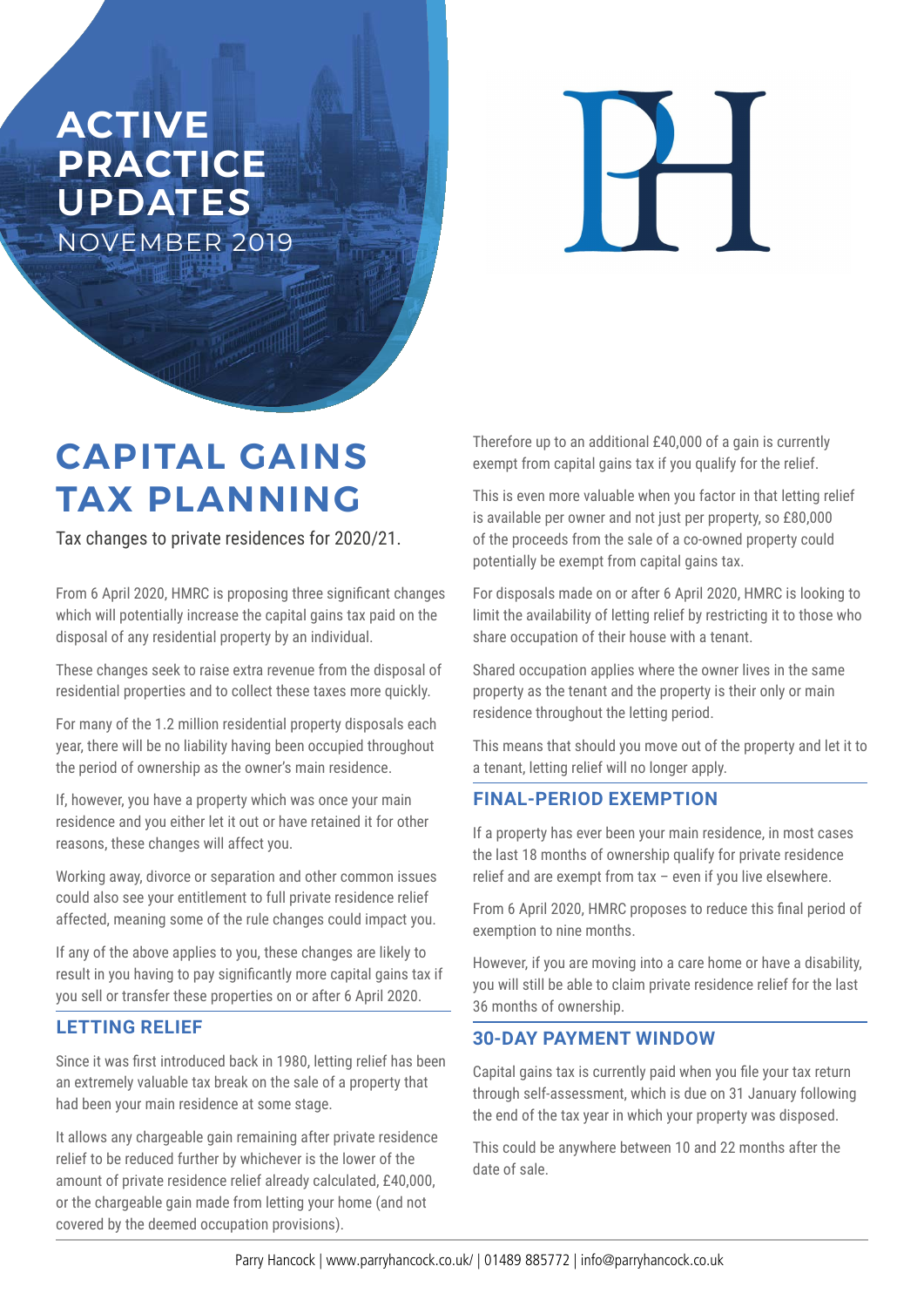# ACTIVE PRACTICE UPDATES

NOVEMBER 2019

## CAPITAL GAINS TAX PLANNING

Tax changes to private residences for 2020/21.

From 6 April 2020, HMRC is proposing three significant changes which will potentially increase the capital gains tax paid on the disposal of any residential property by an individual.

These changes seek to raise extra revenue from the disposal of residential properties and to collect these taxes more quickly.

For many of the 1.2 million residential property disposals each year, there will be no liability having been occupied throughout the period of ownership as the owner's main residence.

If, however, you have a property which was once your main residence and you either let it out or have retained it for other reasons, these changes will affect you.

Working away, divorce or separation and other common issues could also see your entitlement to full private residence relief affected, meaning some of the rule changes could impact you.

If any of the above applies to you, these changes are likely to result in you having to pay significantly more capital gains tax if you sell or transfer these properties on or after 6 April 2020.

### LETTING RELIEF

Since it was first introduced back in 1980, letting relief has been an extremely valuable tax break on the sale of a property that had been your main residence at some stage.

It allows any chargeable gain remaining after private residence relief to be reduced further by whichever is the lower of the amount of private residence relief already calculated, £40,000, or the chargeable gain made from letting your home (and not covered by the deemed occupation provisions).

Therefore up to an additional £40,000 of a gain is currently exempt from capital gains tax if you qualify for the relief.

This is even more valuable when you factor in that letting relief is available per owner and not just per property, so £80,000 of the proceeds from the sale of a co-owned property could potentially be exempt from capital gains tax.

For disposals made on or after 6 April 2020, HMRC is looking to limit the availability of letting relief by restricting it to those who share occupation of their house with a tenant.

Shared occupation applies where the owner lives in the same property as the tenant and the property is their only or main residence throughout the letting period.

This means that should you move out of the property and let it to a tenant, letting relief will no longer apply.

### FINAL-PERIOD EXEMPTION

If a property has ever been your main residence, in most cases the last 18 months of ownership qualify for private residence relief and are exempt from tax – even if you live elsewhere.

From 6 April 2020, HMRC proposes to reduce this final period of exemption to nine months.

However, if you are moving into a care home or have a disability, you will still be able to claim private residence relief for the last 36 months of ownership.

### 30-DAY PAYMENT WINDOW

Capital gains tax is currently paid when you file your tax return through self-assessment, which is due on 31 January following the end of the tax year in which your property was disposed.

This could be anywhere between 10 and 22 months after the date of sale.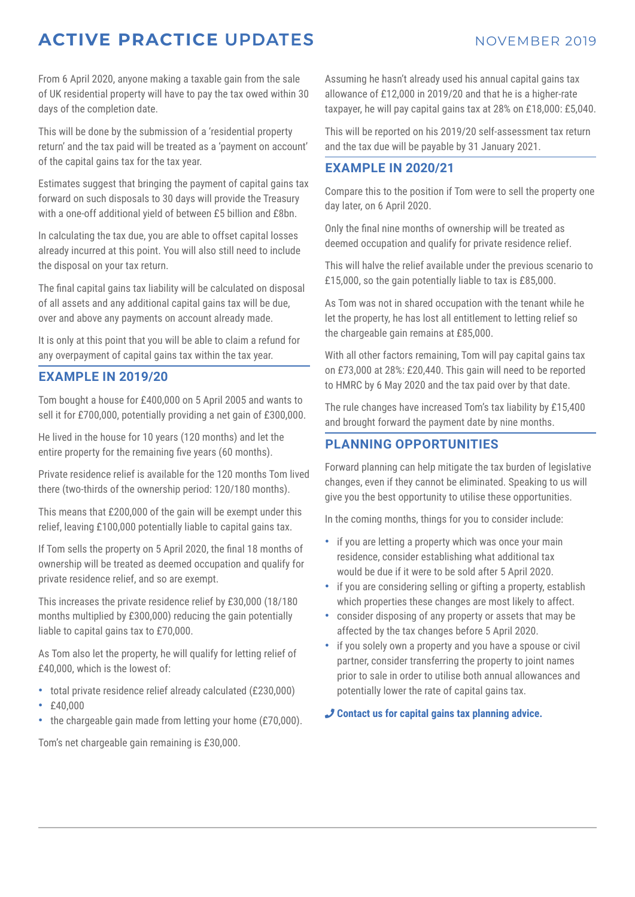From 6 April 2020, anyone making a taxable gain from the sale of UK residential property will have to pay the tax owed within 30 days of the completion date.

This will be done by the submission of a 'residential property return' and the tax paid will be treated as a 'payment on account' of the capital gains tax for the tax year.

Estimates suggest that bringing the payment of capital gains tax forward on such disposals to 30 days will provide the Treasury with a one-off additional yield of between £5 billion and £8bn.

In calculating the tax due, you are able to offset capital losses already incurred at this point. You will also still need to include the disposal on your tax return.

The final capital gains tax liability will be calculated on disposal of all assets and any additional capital gains tax will be due, over and above any payments on account already made.

It is only at this point that you will be able to claim a refund for any overpayment of capital gains tax within the tax year.

## EXAMPLE IN 2019/20

Tom bought a house for £400,000 on 5 April 2005 and wants to sell it for £700,000, potentially providing a net gain of £300,000.

He lived in the house for 10 years (120 months) and let the entire property for the remaining five years (60 months).

Private residence relief is available for the 120 months Tom lived there (two-thirds of the ownership period: 120/180 months).

This means that £200,000 of the gain will be exempt under this relief, leaving £100,000 potentially liable to capital gains tax.

If Tom sells the property on 5 April 2020, the final 18 months of ownership will be treated as deemed occupation and qualify for private residence relief, and so are exempt.

This increases the private residence relief by £30,000 (18/180 months multiplied by £300,000) reducing the gain potentially liable to capital gains tax to £70,000.

As Tom also let the property, he will qualify for letting relief of £40,000, which is the lowest of:

- total private residence relief already calculated (£230,000)
- £40,000
- the chargeable gain made from letting your home (£70,000).

Tom's net chargeable gain remaining is £30,000.

Assuming he hasn't already used his annual capital gains tax allowance of £12,000 in 2019/20 and that he is a higher-rate taxpayer, he will pay capital gains tax at 28% on £18,000: £5,040.

This will be reported on his 2019/20 self-assessment tax return and the tax due will be payable by 31 January 2021.

## EXAMPLE IN 2020/21

Compare this to the position if Tom were to sell the property one day later, on 6 April 2020.

Only the final nine months of ownership will be treated as deemed occupation and qualify for private residence relief.

This will halve the relief available under the previous scenario to £15,000, so the gain potentially liable to tax is £85,000.

As Tom was not in shared occupation with the tenant while he let the property, he has lost all entitlement to letting relief so the chargeable gain remains at £85,000.

With all other factors remaining, Tom will pay capital gains tax on £73,000 at 28%: £20,440. This gain will need to be reported to HMRC by 6 May 2020 and the tax paid over by that date.

The rule changes have increased Tom's tax liability by £15,400 and brought forward the payment date by nine months.

## PLANNING OPPORTUNITIES

Forward planning can help mitigate the tax burden of legislative changes, even if they cannot be eliminated. Speaking to us will give you the best opportunity to utilise these opportunities.

In the coming months, things for you to consider include:

- if you are letting a property which was once your main residence, consider establishing what additional tax would be due if it were to be sold after 5 April 2020.
- if you are considering selling or gifting a property, establish which properties these changes are most likely to affect.
- consider disposing of any property or assets that may be affected by the tax changes before 5 April 2020.
- if you solely own a property and you have a spouse or civil partner, consider transferring the property to joint names prior to sale in order to utilise both annual allowances and potentially lower the rate of capital gains tax.

**Contact us for capital gains tax planning advice.**